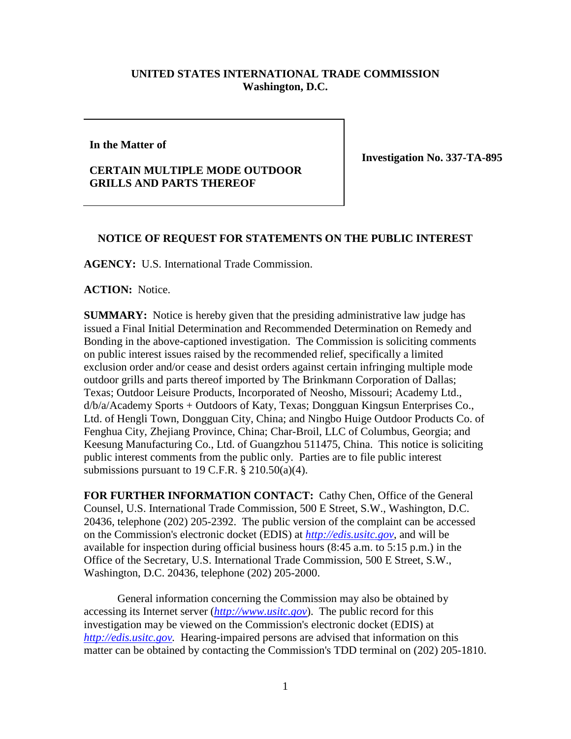**UNITED STATES INTERNATIONAL TRADE COMMISSION**
**Washington, D.C.**

| **In the Matter of**<br><br>**CERTAIN MULTIPLE MODE OUTDOOR GRILLS AND PARTS THEREOF** | **Investigation No. 337-TA-895** |
|---|---|

**NOTICE OF REQUEST FOR STATEMENTS ON THE PUBLIC INTEREST**

**AGENCY:** U.S. International Trade Commission.

**ACTION:** Notice.

**SUMMARY:** Notice is hereby given that the presiding administrative law judge has issued a Final Initial Determination and Recommended Determination on Remedy and Bonding in the above-captioned investigation. The Commission is soliciting comments on public interest issues raised by the recommended relief, specifically a limited exclusion order and/or cease and desist orders against certain infringing multiple mode outdoor grills and parts thereof imported by The Brinkmann Corporation of Dallas; Texas; Outdoor Leisure Products, Incorporated of Neosho, Missouri; Academy Ltd., d/b/a/Academy Sports + Outdoors of Katy, Texas; Dongguan Kingsun Enterprises Co., Ltd. of Hengli Town, Dongguan City, China; and Ningbo Huige Outdoor Products Co. of Fenghua City, Zhejiang Province, China; Char-Broil, LLC of Columbus, Georgia; and Keesung Manufacturing Co., Ltd. of Guangzhou 511475, China. This notice is soliciting public interest comments from the public only. Parties are to file public interest submissions pursuant to 19 C.F.R. § 210.50(a)(4).

**FOR FURTHER INFORMATION CONTACT:** Cathy Chen, Office of the General Counsel, U.S. International Trade Commission, 500 E Street, S.W., Washington, D.C. 20436, telephone (202) 205-2392. The public version of the complaint can be accessed on the Commission's electronic docket (EDIS) at *http://edis.usitc.gov*, and will be available for inspection during official business hours (8:45 a.m. to 5:15 p.m.) in the Office of the Secretary, U.S. International Trade Commission, 500 E Street, S.W., Washington, D.C. 20436, telephone (202) 205-2000.

General information concerning the Commission may also be obtained by accessing its Internet server (*http://www.usitc.gov*). The public record for this investigation may be viewed on the Commission's electronic docket (EDIS) at *http://edis.usitc.gov.* Hearing-impaired persons are advised that information on this matter can be obtained by contacting the Commission's TDD terminal on (202) 205-1810.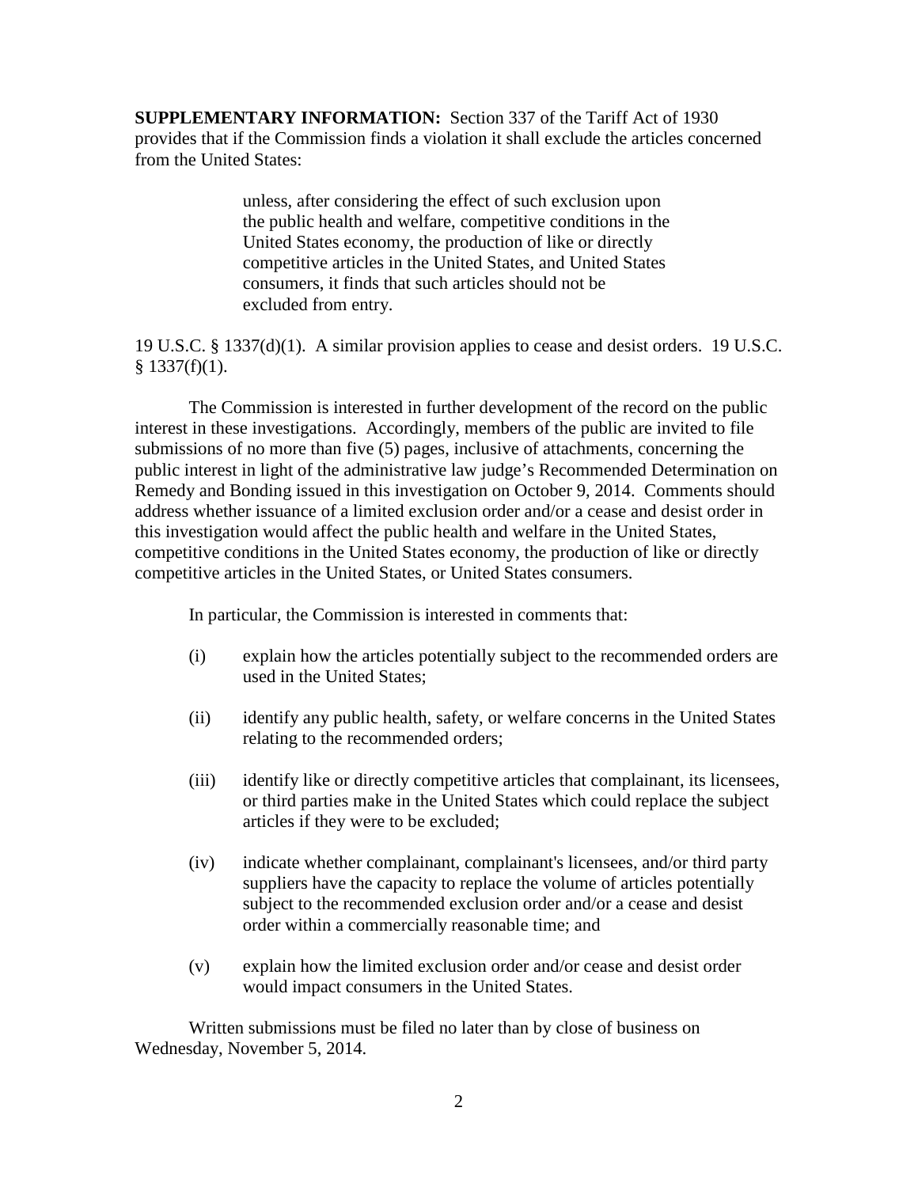**SUPPLEMENTARY INFORMATION:** Section 337 of the Tariff Act of 1930 provides that if the Commission finds a violation it shall exclude the articles concerned from the United States:

> unless, after considering the effect of such exclusion upon the public health and welfare, competitive conditions in the United States economy, the production of like or directly competitive articles in the United States, and United States consumers, it finds that such articles should not be excluded from entry.

19 U.S.C. § 1337(d)(1). A similar provision applies to cease and desist orders. 19 U.S.C. § 1337(f)(1).

The Commission is interested in further development of the record on the public interest in these investigations. Accordingly, members of the public are invited to file submissions of no more than five (5) pages, inclusive of attachments, concerning the public interest in light of the administrative law judge's Recommended Determination on Remedy and Bonding issued in this investigation on October 9, 2014. Comments should address whether issuance of a limited exclusion order and/or a cease and desist order in this investigation would affect the public health and welfare in the United States, competitive conditions in the United States economy, the production of like or directly competitive articles in the United States, or United States consumers.

In particular, the Commission is interested in comments that:

(i) explain how the articles potentially subject to the recommended orders are used in the United States;

(ii) identify any public health, safety, or welfare concerns in the United States relating to the recommended orders;

(iii) identify like or directly competitive articles that complainant, its licensees, or third parties make in the United States which could replace the subject articles if they were to be excluded;

(iv) indicate whether complainant, complainant's licensees, and/or third party suppliers have the capacity to replace the volume of articles potentially subject to the recommended exclusion order and/or a cease and desist order within a commercially reasonable time; and

(v) explain how the limited exclusion order and/or cease and desist order would impact consumers in the United States.

Written submissions must be filed no later than by close of business on Wednesday, November 5, 2014.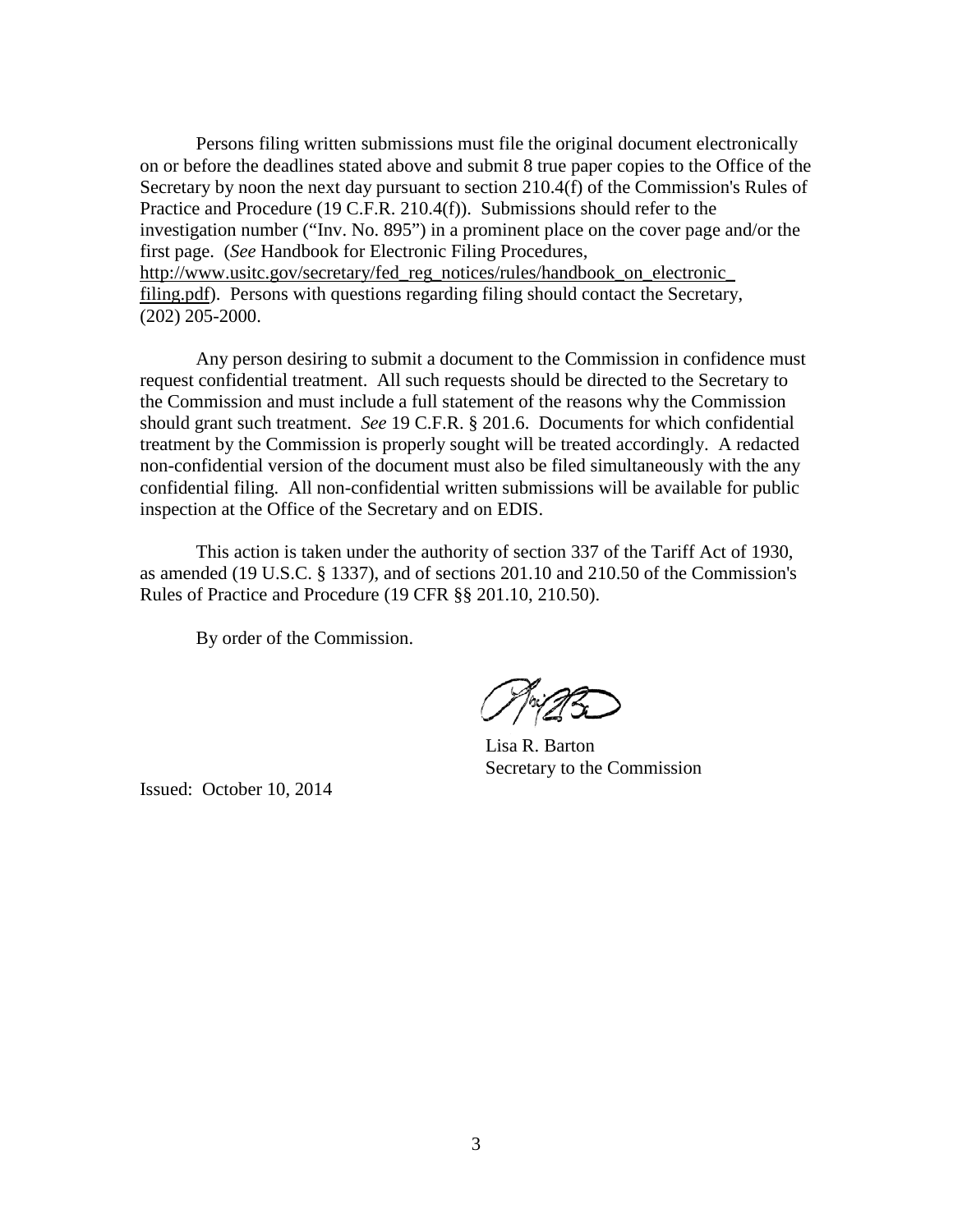Persons filing written submissions must file the original document electronically on or before the deadlines stated above and submit 8 true paper copies to the Office of the Secretary by noon the next day pursuant to section 210.4(f) of the Commission's Rules of Practice and Procedure (19 C.F.R. 210.4(f)). Submissions should refer to the investigation number ("Inv. No. 895") in a prominent place on the cover page and/or the first page. (*See* Handbook for Electronic Filing Procedures, http://www.usitc.gov/secretary/fed_reg_notices/rules/handbook_on_electronic_filing.pdf). Persons with questions regarding filing should contact the Secretary, (202) 205-2000.

Any person desiring to submit a document to the Commission in confidence must request confidential treatment. All such requests should be directed to the Secretary to the Commission and must include a full statement of the reasons why the Commission should grant such treatment. *See* 19 C.F.R. § 201.6. Documents for which confidential treatment by the Commission is properly sought will be treated accordingly. A redacted non-confidential version of the document must also be filed simultaneously with the any confidential filing. All non-confidential written submissions will be available for public inspection at the Office of the Secretary and on EDIS.

This action is taken under the authority of section 337 of the Tariff Act of 1930, as amended (19 U.S.C. § 1337), and of sections 201.10 and 210.50 of the Commission's Rules of Practice and Procedure (19 CFR §§ 201.10, 210.50).

By order of the Commission.

Lisa R. Barton
Secretary to the Commission

Issued: October 10, 2014